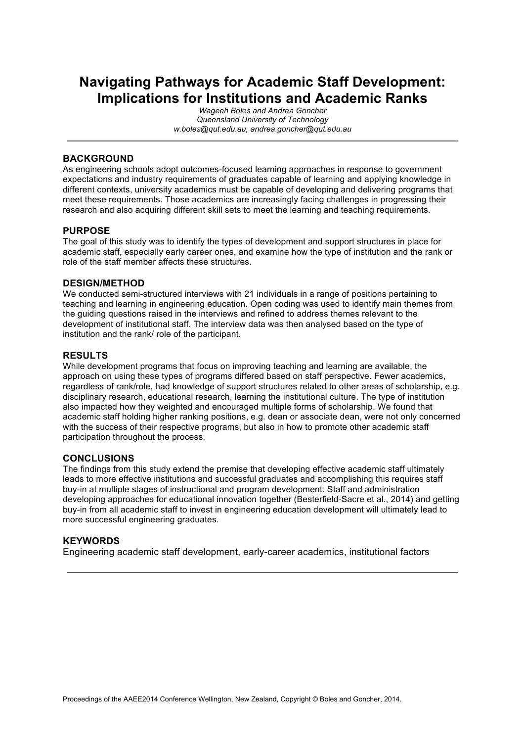# Navigating Pathways for Academic Staff Development: Implications for Institutions and Academic Ranks

*Wageeh Boles and Andrea Goncher*
*Queensland University of Technology*
*w.boles@qut.edu.au, andrea.goncher@qut.edu.au*

---

## BACKGROUND

As engineering schools adopt outcomes-focused learning approaches in response to government expectations and industry requirements of graduates capable of learning and applying knowledge in different contexts, university academics must be capable of developing and delivering programs that meet these requirements. Those academics are increasingly facing challenges in progressing their research and also acquiring different skill sets to meet the learning and teaching requirements.

## PURPOSE

The goal of this study was to identify the types of development and support structures in place for academic staff, especially early career ones, and examine how the type of institution and the rank or role of the staff member affects these structures.

## DESIGN/METHOD

We conducted semi-structured interviews with 21 individuals in a range of positions pertaining to teaching and learning in engineering education. Open coding was used to identify main themes from the guiding questions raised in the interviews and refined to address themes relevant to the development of institutional staff. The interview data was then analysed based on the type of institution and the rank/ role of the participant.

## RESULTS

While development programs that focus on improving teaching and learning are available, the approach on using these types of programs differed based on staff perspective. Fewer academics, regardless of rank/role, had knowledge of support structures related to other areas of scholarship, e.g. disciplinary research, educational research, learning the institutional culture. The type of institution also impacted how they weighted and encouraged multiple forms of scholarship. We found that academic staff holding higher ranking positions, e.g. dean or associate dean, were not only concerned with the success of their respective programs, but also in how to promote other academic staff participation throughout the process.

## CONCLUSIONS

The findings from this study extend the premise that developing effective academic staff ultimately leads to more effective institutions and successful graduates and accomplishing this requires staff buy-in at multiple stages of instructional and program development. Staff and administration developing approaches for educational innovation together (Besterfield-Sacre et al., 2014) and getting buy-in from all academic staff to invest in engineering education development will ultimately lead to more successful engineering graduates.

## KEYWORDS

Engineering academic staff development, early-career academics, institutional factors

---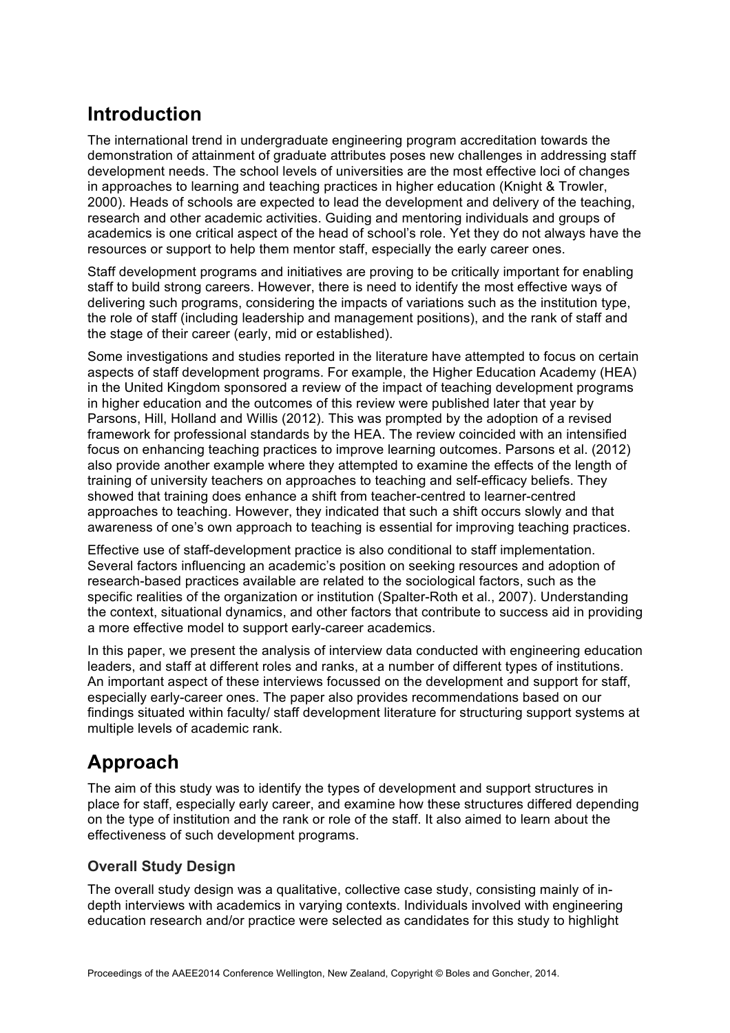## Introduction

The international trend in undergraduate engineering program accreditation towards the demonstration of attainment of graduate attributes poses new challenges in addressing staff development needs. The school levels of universities are the most effective loci of changes in approaches to learning and teaching practices in higher education (Knight & Trowler, 2000). Heads of schools are expected to lead the development and delivery of the teaching, research and other academic activities. Guiding and mentoring individuals and groups of academics is one critical aspect of the head of school's role. Yet they do not always have the resources or support to help them mentor staff, especially the early career ones.

Staff development programs and initiatives are proving to be critically important for enabling staff to build strong careers. However, there is need to identify the most effective ways of delivering such programs, considering the impacts of variations such as the institution type, the role of staff (including leadership and management positions), and the rank of staff and the stage of their career (early, mid or established).

Some investigations and studies reported in the literature have attempted to focus on certain aspects of staff development programs. For example, the Higher Education Academy (HEA) in the United Kingdom sponsored a review of the impact of teaching development programs in higher education and the outcomes of this review were published later that year by Parsons, Hill, Holland and Willis (2012). This was prompted by the adoption of a revised framework for professional standards by the HEA. The review coincided with an intensified focus on enhancing teaching practices to improve learning outcomes. Parsons et al. (2012) also provide another example where they attempted to examine the effects of the length of training of university teachers on approaches to teaching and self-efficacy beliefs. They showed that training does enhance a shift from teacher-centred to learner-centred approaches to teaching. However, they indicated that such a shift occurs slowly and that awareness of one's own approach to teaching is essential for improving teaching practices.

Effective use of staff-development practice is also conditional to staff implementation. Several factors influencing an academic's position on seeking resources and adoption of research-based practices available are related to the sociological factors, such as the specific realities of the organization or institution (Spalter-Roth et al., 2007). Understanding the context, situational dynamics, and other factors that contribute to success aid in providing a more effective model to support early-career academics.

In this paper, we present the analysis of interview data conducted with engineering education leaders, and staff at different roles and ranks, at a number of different types of institutions. An important aspect of these interviews focussed on the development and support for staff, especially early-career ones. The paper also provides recommendations based on our findings situated within faculty/ staff development literature for structuring support systems at multiple levels of academic rank.

## Approach

The aim of this study was to identify the types of development and support structures in place for staff, especially early career, and examine how these structures differed depending on the type of institution and the rank or role of the staff. It also aimed to learn about the effectiveness of such development programs.

### Overall Study Design

The overall study design was a qualitative, collective case study, consisting mainly of in-depth interviews with academics in varying contexts. Individuals involved with engineering education research and/or practice were selected as candidates for this study to highlight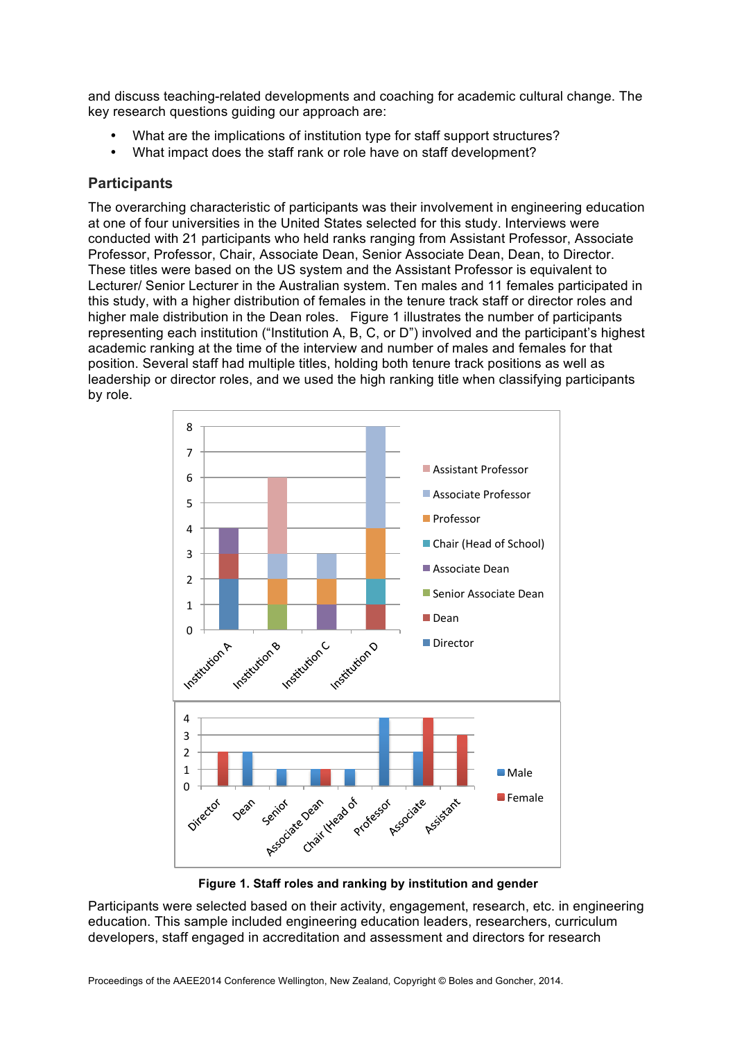and discuss teaching-related developments and coaching for academic cultural change. The key research questions guiding our approach are:

- What are the implications of institution type for staff support structures?
- What impact does the staff rank or role have on staff development?

## Participants

The overarching characteristic of participants was their involvement in engineering education at one of four universities in the United States selected for this study. Interviews were conducted with 21 participants who held ranks ranging from Assistant Professor, Associate Professor, Professor, Chair, Associate Dean, Senior Associate Dean, Dean, to Director. These titles were based on the US system and the Assistant Professor is equivalent to Lecturer/ Senior Lecturer in the Australian system. Ten males and 11 females participated in this study, with a higher distribution of females in the tenure track staff or director roles and higher male distribution in the Dean roles.  Figure 1 illustrates the number of participants representing each institution ("Institution A, B, C, or D") involved and the participant's highest academic ranking at the time of the interview and number of males and females for that position. Several staff had multiple titles, holding both tenure track positions as well as leadership or director roles, and we used the high ranking title when classifying participants by role.

**Figure 1. Staff roles and ranking by institution and gender**

Participants were selected based on their activity, engagement, research, etc. in engineering education. This sample included engineering education leaders, researchers, curriculum developers, staff engaged in accreditation and assessment and directors for research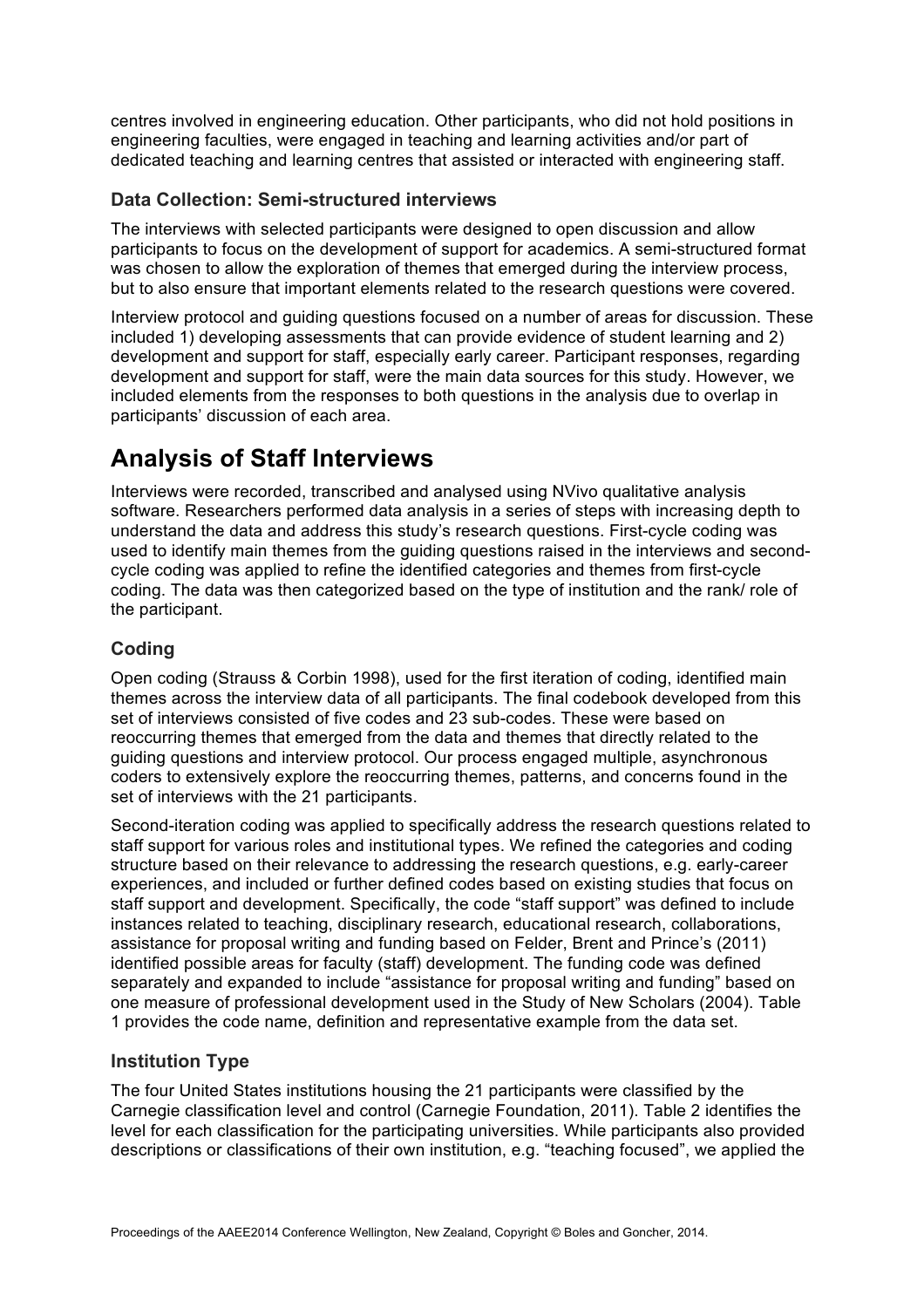centres involved in engineering education. Other participants, who did not hold positions in engineering faculties, were engaged in teaching and learning activities and/or part of dedicated teaching and learning centres that assisted or interacted with engineering staff.

### Data Collection: Semi-structured interviews

The interviews with selected participants were designed to open discussion and allow participants to focus on the development of support for academics. A semi-structured format was chosen to allow the exploration of themes that emerged during the interview process, but to also ensure that important elements related to the research questions were covered.

Interview protocol and guiding questions focused on a number of areas for discussion. These included 1) developing assessments that can provide evidence of student learning and 2) development and support for staff, especially early career. Participant responses, regarding development and support for staff, were the main data sources for this study. However, we included elements from the responses to both questions in the analysis due to overlap in participants' discussion of each area.

## Analysis of Staff Interviews

Interviews were recorded, transcribed and analysed using NVivo qualitative analysis software. Researchers performed data analysis in a series of steps with increasing depth to understand the data and address this study's research questions. First-cycle coding was used to identify main themes from the guiding questions raised in the interviews and second-cycle coding was applied to refine the identified categories and themes from first-cycle coding. The data was then categorized based on the type of institution and the rank/ role of the participant.

### Coding

Open coding (Strauss & Corbin 1998), used for the first iteration of coding, identified main themes across the interview data of all participants. The final codebook developed from this set of interviews consisted of five codes and 23 sub-codes. These were based on reoccurring themes that emerged from the data and themes that directly related to the guiding questions and interview protocol. Our process engaged multiple, asynchronous coders to extensively explore the reoccurring themes, patterns, and concerns found in the set of interviews with the 21 participants.

Second-iteration coding was applied to specifically address the research questions related to staff support for various roles and institutional types. We refined the categories and coding structure based on their relevance to addressing the research questions, e.g. early-career experiences, and included or further defined codes based on existing studies that focus on staff support and development. Specifically, the code "staff support" was defined to include instances related to teaching, disciplinary research, educational research, collaborations, assistance for proposal writing and funding based on Felder, Brent and Prince's (2011) identified possible areas for faculty (staff) development. The funding code was defined separately and expanded to include "assistance for proposal writing and funding" based on one measure of professional development used in the Study of New Scholars (2004). Table 1 provides the code name, definition and representative example from the data set.

### Institution Type

The four United States institutions housing the 21 participants were classified by the Carnegie classification level and control (Carnegie Foundation, 2011). Table 2 identifies the level for each classification for the participating universities. While participants also provided descriptions or classifications of their own institution, e.g. "teaching focused", we applied the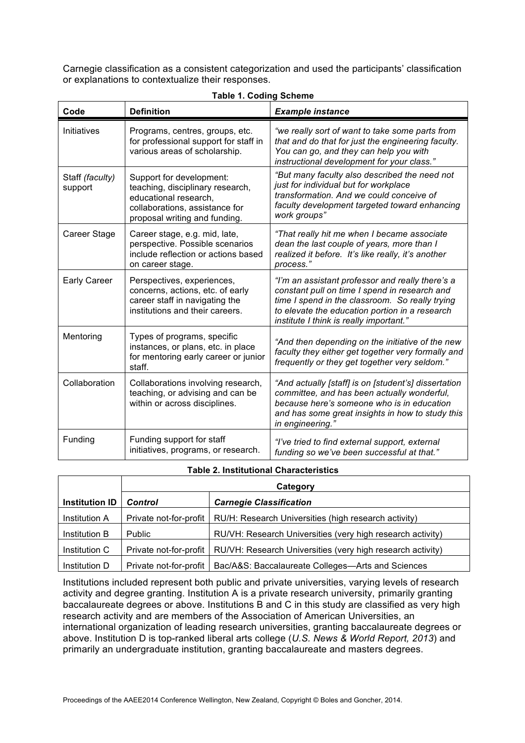Carnegie classification as a consistent categorization and used the participants' classification or explanations to contextualize their responses.

**Table 1. Coding Scheme**

| Code | Definition | *Example instance* |
|---|---|---|
| Initiatives | Programs, centres, groups, etc. for professional support for staff in various areas of scholarship. | *"we really sort of want to take some parts from that and do that for just the engineering faculty. You can go, and they can help you with instructional development for your class."* |
| Staff *(faculty)* support | Support for development: teaching, disciplinary research, educational research, collaborations, assistance for proposal writing and funding. | *"But many faculty also described the need not just for individual but for workplace transformation. And we could conceive of faculty development targeted toward enhancing work groups"* |
| Career Stage | Career stage, e.g. mid, late, perspective. Possible scenarios include reflection or actions based on career stage. | *"That really hit me when I became associate dean the last couple of years, more than I realized it before. It's like really, it's another process."* |
| Early Career | Perspectives, experiences, concerns, actions, etc. of early career staff in navigating the institutions and their careers. | *"I'm an assistant professor and really there's a constant pull on time I spend in research and time I spend in the classroom. So really trying to elevate the education portion in a research institute I think is really important."* |
| Mentoring | Types of programs, specific instances, or plans, etc. in place for mentoring early career or junior staff. | *"And then depending on the initiative of the new faculty they either get together very formally and frequently or they get together very seldom."* |
| Collaboration | Collaborations involving research, teaching, or advising and can be within or across disciplines. | *"And actually [staff] is on [student's] dissertation committee, and has been actually wonderful, because here's someone who is in education and has some great insights in how to study this in engineering."* |
| Funding | Funding support for staff initiatives, programs, or research. | *"I've tried to find external support, external funding so we've been successful at that."* |

**Table 2. Institutional Characteristics**

| | Category | |
|---|---|---|
| **Institution ID** | ***Control*** | ***Carnegie Classification*** |
| Institution A | Private not-for-profit | RU/H: Research Universities (high research activity) |
| Institution B | Public | RU/VH: Research Universities (very high research activity) |
| Institution C | Private not-for-profit | RU/VH: Research Universities (very high research activity) |
| Institution D | Private not-for-profit | Bac/A&S: Baccalaureate Colleges—Arts and Sciences |

Institutions included represent both public and private universities, varying levels of research activity and degree granting. Institution A is a private research university, primarily granting baccalaureate degrees or above. Institutions B and C in this study are classified as very high research activity and are members of the Association of American Universities, an international organization of leading research universities, granting baccalaureate degrees or above. Institution D is top-ranked liberal arts college (*U.S. News & World Report, 2013*) and primarily an undergraduate institution, granting baccalaureate and masters degrees.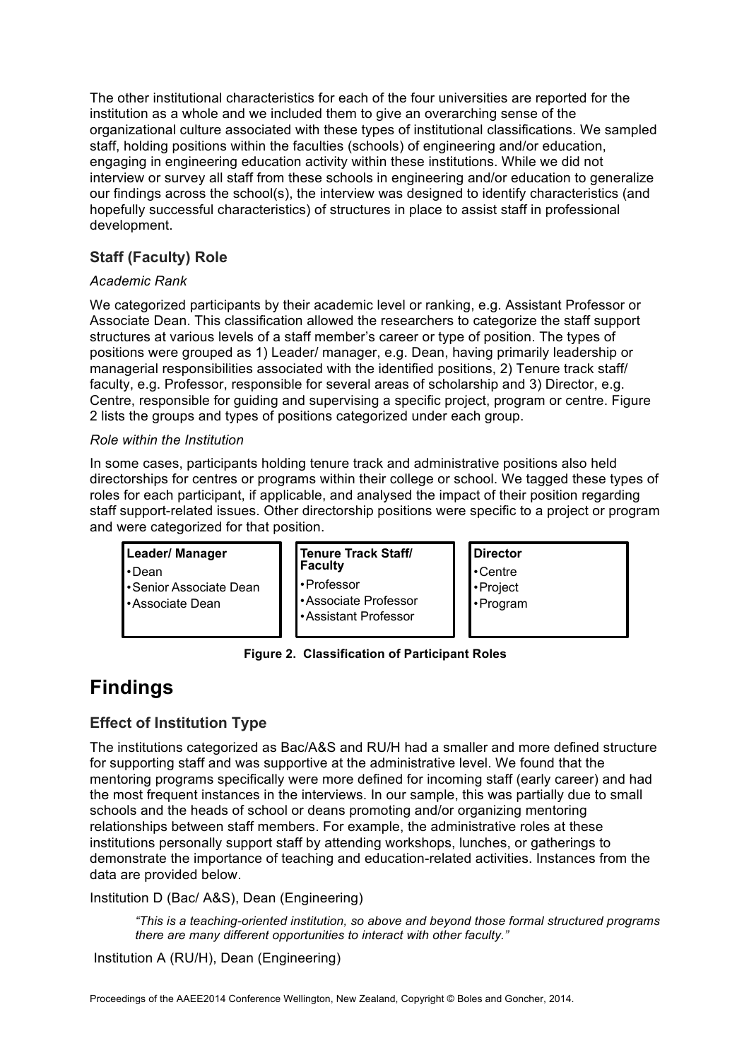The other institutional characteristics for each of the four universities are reported for the institution as a whole and we included them to give an overarching sense of the organizational culture associated with these types of institutional classifications. We sampled staff, holding positions within the faculties (schools) of engineering and/or education, engaging in engineering education activity within these institutions. While we did not interview or survey all staff from these schools in engineering and/or education to generalize our findings across the school(s), the interview was designed to identify characteristics (and hopefully successful characteristics) of structures in place to assist staff in professional development.

### Staff (Faculty) Role

*Academic Rank*

We categorized participants by their academic level or ranking, e.g. Assistant Professor or Associate Dean. This classification allowed the researchers to categorize the staff support structures at various levels of a staff member's career or type of position. The types of positions were grouped as 1) Leader/ manager, e.g. Dean, having primarily leadership or managerial responsibilities associated with the identified positions, 2) Tenure track staff/ faculty, e.g. Professor, responsible for several areas of scholarship and 3) Director, e.g. Centre, responsible for guiding and supervising a specific project, program or centre. Figure 2 lists the groups and types of positions categorized under each group.

*Role within the Institution*

In some cases, participants holding tenure track and administrative positions also held directorships for centres or programs within their college or school. We tagged these types of roles for each participant, if applicable, and analysed the impact of their position regarding staff support-related issues. Other directorship positions were specific to a project or program and were categorized for that position.

| Leader/ Manager | Tenure Track Staff/ Faculty | Director |
|---|---|---|
| •Dean<br>•Senior Associate Dean<br>•Associate Dean | •Professor<br>•Associate Professor<br>•Assistant Professor | •Centre<br>•Project<br>•Program |

**Figure 2. Classification of Participant Roles**

## Findings

### Effect of Institution Type

The institutions categorized as Bac/A&S and RU/H had a smaller and more defined structure for supporting staff and was supportive at the administrative level. We found that the mentoring programs specifically were more defined for incoming staff (early career) and had the most frequent instances in the interviews. In our sample, this was partially due to small schools and the heads of school or deans promoting and/or organizing mentoring relationships between staff members. For example, the administrative roles at these institutions personally support staff by attending workshops, lunches, or gatherings to demonstrate the importance of teaching and education-related activities. Instances from the data are provided below.

Institution D (Bac/ A&S), Dean (Engineering)

> *"This is a teaching-oriented institution, so above and beyond those formal structured programs there are many different opportunities to interact with other faculty."*

Institution A (RU/H), Dean (Engineering)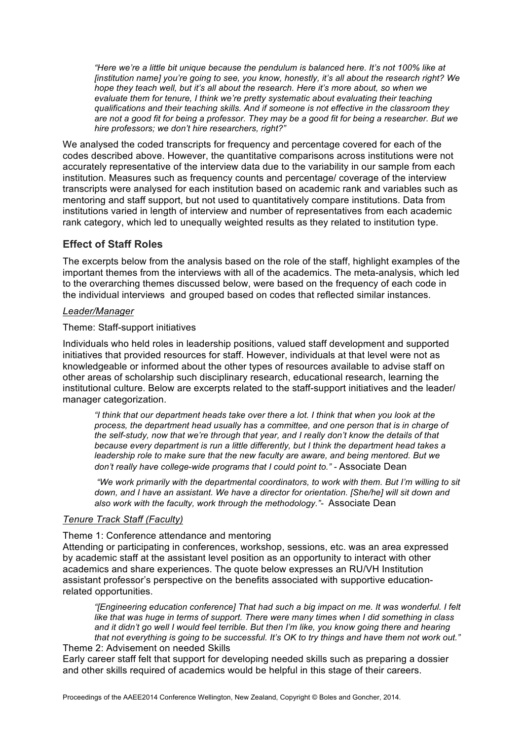*"Here we're a little bit unique because the pendulum is balanced here. It's not 100% like at [institution name] you're going to see, you know, honestly, it's all about the research right? We hope they teach well, but it's all about the research. Here it's more about, so when we evaluate them for tenure, I think we're pretty systematic about evaluating their teaching qualifications and their teaching skills. And if someone is not effective in the classroom they are not a good fit for being a professor. They may be a good fit for being a researcher. But we hire professors; we don't hire researchers, right?"*

We analysed the coded transcripts for frequency and percentage covered for each of the codes described above. However, the quantitative comparisons across institutions were not accurately representative of the interview data due to the variability in our sample from each institution. Measures such as frequency counts and percentage/ coverage of the interview transcripts were analysed for each institution based on academic rank and variables such as mentoring and staff support, but not used to quantitatively compare institutions. Data from institutions varied in length of interview and number of representatives from each academic rank category, which led to unequally weighted results as they related to institution type.

## Effect of Staff Roles

The excerpts below from the analysis based on the role of the staff, highlight examples of the important themes from the interviews with all of the academics. The meta-analysis, which led to the overarching themes discussed below, were based on the frequency of each code in the individual interviews and grouped based on codes that reflected similar instances.

*Leader/Manager*

Theme: Staff-support initiatives

Individuals who held roles in leadership positions, valued staff development and supported initiatives that provided resources for staff. However, individuals at that level were not as knowledgeable or informed about the other types of resources available to advise staff on other areas of scholarship such disciplinary research, educational research, learning the institutional culture. Below are excerpts related to the staff-support initiatives and the leader/ manager categorization.

*"I think that our department heads take over there a lot. I think that when you look at the process, the department head usually has a committee, and one person that is in charge of the self-study, now that we're through that year, and I really don't know the details of that because every department is run a little differently, but I think the department head takes a leadership role to make sure that the new faculty are aware, and being mentored. But we don't really have college-wide programs that I could point to."* - Associate Dean

*"We work primarily with the departmental coordinators, to work with them. But I'm willing to sit down, and I have an assistant. We have a director for orientation. [She/he] will sit down and also work with the faculty, work through the methodology."*- Associate Dean

*Tenure Track Staff (Faculty)*

Theme 1: Conference attendance and mentoring

Attending or participating in conferences, workshop, sessions, etc. was an area expressed by academic staff at the assistant level position as an opportunity to interact with other academics and share experiences. The quote below expresses an RU/VH Institution assistant professor's perspective on the benefits associated with supportive education-related opportunities.

*"[Engineering education conference] That had such a big impact on me. It was wonderful. I felt like that was huge in terms of support. There were many times when I did something in class and it didn't go well I would feel terrible. But then I'm like, you know going there and hearing that not everything is going to be successful. It's OK to try things and have them not work out."*

Theme 2: Advisement on needed Skills

Early career staff felt that support for developing needed skills such as preparing a dossier and other skills required of academics would be helpful in this stage of their careers.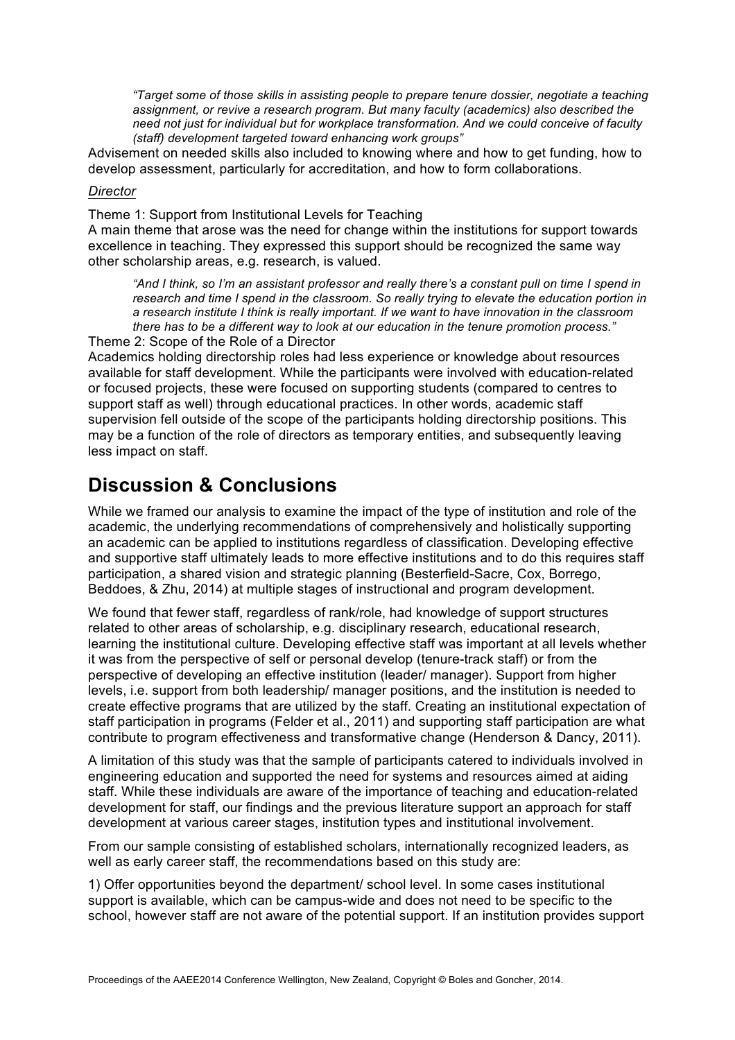> *"Target some of those skills in assisting people to prepare tenure dossier, negotiate a teaching assignment, or revive a research program. But many faculty (academics) also described the need not just for individual but for workplace transformation. And we could conceive of faculty (staff) development targeted toward enhancing work groups"*

Advisement on needed skills also included to knowing where and how to get funding, how to develop assessment, particularly for accreditation, and how to form collaborations.

*Director*

Theme 1: Support from Institutional Levels for Teaching

A main theme that arose was the need for change within the institutions for support towards excellence in teaching. They expressed this support should be recognized the same way other scholarship areas, e.g. research, is valued.

> *"And I think, so I'm an assistant professor and really there's a constant pull on time I spend in research and time I spend in the classroom. So really trying to elevate the education portion in a research institute I think is really important. If we want to have innovation in the classroom there has to be a different way to look at our education in the tenure promotion process."*

Theme 2: Scope of the Role of a Director

Academics holding directorship roles had less experience or knowledge about resources available for staff development. While the participants were involved with education-related or focused projects, these were focused on supporting students (compared to centres to support staff as well) through educational practices. In other words, academic staff supervision fell outside of the scope of the participants holding directorship positions. This may be a function of the role of directors as temporary entities, and subsequently leaving less impact on staff.

# Discussion & Conclusions

While we framed our analysis to examine the impact of the type of institution and role of the academic, the underlying recommendations of comprehensively and holistically supporting an academic can be applied to institutions regardless of classification. Developing effective and supportive staff ultimately leads to more effective institutions and to do this requires staff participation, a shared vision and strategic planning (Besterfield-Sacre, Cox, Borrego, Beddoes, & Zhu, 2014) at multiple stages of instructional and program development.

We found that fewer staff, regardless of rank/role, had knowledge of support structures related to other areas of scholarship, e.g. disciplinary research, educational research, learning the institutional culture. Developing effective staff was important at all levels whether it was from the perspective of self or personal develop (tenure-track staff) or from the perspective of developing an effective institution (leader/ manager). Support from higher levels, i.e. support from both leadership/ manager positions, and the institution is needed to create effective programs that are utilized by the staff. Creating an institutional expectation of staff participation in programs (Felder et al., 2011) and supporting staff participation are what contribute to program effectiveness and transformative change (Henderson & Dancy, 2011).

A limitation of this study was that the sample of participants catered to individuals involved in engineering education and supported the need for systems and resources aimed at aiding staff. While these individuals are aware of the importance of teaching and education-related development for staff, our findings and the previous literature support an approach for staff development at various career stages, institution types and institutional involvement.

From our sample consisting of established scholars, internationally recognized leaders, as well as early career staff, the recommendations based on this study are:

1) Offer opportunities beyond the department/ school level. In some cases institutional support is available, which can be campus-wide and does not need to be specific to the school, however staff are not aware of the potential support. If an institution provides support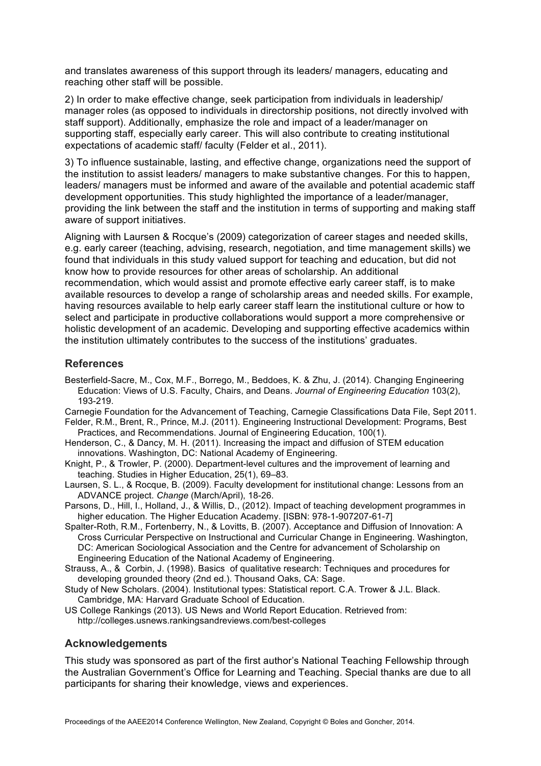and translates awareness of this support through its leaders/ managers, educating and reaching other staff will be possible.

2) In order to make effective change, seek participation from individuals in leadership/ manager roles (as opposed to individuals in directorship positions, not directly involved with staff support). Additionally, emphasize the role and impact of a leader/manager on supporting staff, especially early career. This will also contribute to creating institutional expectations of academic staff/ faculty (Felder et al., 2011).

3) To influence sustainable, lasting, and effective change, organizations need the support of the institution to assist leaders/ managers to make substantive changes. For this to happen, leaders/ managers must be informed and aware of the available and potential academic staff development opportunities. This study highlighted the importance of a leader/manager, providing the link between the staff and the institution in terms of supporting and making staff aware of support initiatives.

Aligning with Laursen & Rocque's (2009) categorization of career stages and needed skills, e.g. early career (teaching, advising, research, negotiation, and time management skills) we found that individuals in this study valued support for teaching and education, but did not know how to provide resources for other areas of scholarship. An additional recommendation, which would assist and promote effective early career staff, is to make available resources to develop a range of scholarship areas and needed skills. For example, having resources available to help early career staff learn the institutional culture or how to select and participate in productive collaborations would support a more comprehensive or holistic development of an academic. Developing and supporting effective academics within the institution ultimately contributes to the success of the institutions' graduates.

## References

Besterfield-Sacre, M., Cox, M.F., Borrego, M., Beddoes, K. & Zhu, J. (2014). Changing Engineering Education: Views of U.S. Faculty, Chairs, and Deans. *Journal of Engineering Education* 103(2), 193-219.

Carnegie Foundation for the Advancement of Teaching, Carnegie Classifications Data File, Sept 2011.

Felder, R.M., Brent, R., Prince, M.J. (2011). Engineering Instructional Development: Programs, Best Practices, and Recommendations. Journal of Engineering Education, 100(1).

Henderson, C., & Dancy, M. H. (2011). Increasing the impact and diffusion of STEM education innovations. Washington, DC: National Academy of Engineering.

Knight, P., & Trowler, P. (2000). Department-level cultures and the improvement of learning and teaching. Studies in Higher Education, 25(1), 69–83.

Laursen, S. L., & Rocque, B. (2009). Faculty development for institutional change: Lessons from an ADVANCE project. *Change* (March/April), 18-26.

Parsons, D., Hill, I., Holland, J., & Willis, D., (2012). Impact of teaching development programmes in higher education. The Higher Education Academy. [ISBN: 978-1-907207-61-7]

Spalter-Roth, R.M., Fortenberry, N., & Lovitts, B. (2007). Acceptance and Diffusion of Innovation: A Cross Curricular Perspective on Instructional and Curricular Change in Engineering. Washington, DC: American Sociological Association and the Centre for advancement of Scholarship on Engineering Education of the National Academy of Engineering.

Strauss, A., & Corbin, J. (1998). Basics of qualitative research: Techniques and procedures for developing grounded theory (2nd ed.). Thousand Oaks, CA: Sage.

Study of New Scholars. (2004). Institutional types: Statistical report. C.A. Trower & J.L. Black. Cambridge, MA: Harvard Graduate School of Education.

US College Rankings (2013). US News and World Report Education. Retrieved from: http://colleges.usnews.rankingsandreviews.com/best-colleges

## Acknowledgements

This study was sponsored as part of the first author's National Teaching Fellowship through the Australian Government's Office for Learning and Teaching. Special thanks are due to all participants for sharing their knowledge, views and experiences.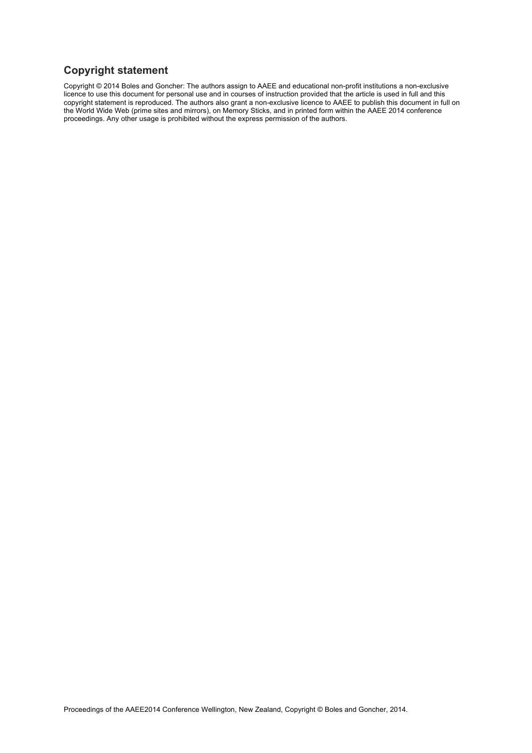## Copyright statement

Copyright © 2014 Boles and Goncher: The authors assign to AAEE and educational non-profit institutions a non-exclusive licence to use this document for personal use and in courses of instruction provided that the article is used in full and this copyright statement is reproduced. The authors also grant a non-exclusive licence to AAEE to publish this document in full on the World Wide Web (prime sites and mirrors), on Memory Sticks, and in printed form within the AAEE 2014 conference proceedings. Any other usage is prohibited without the express permission of the authors.